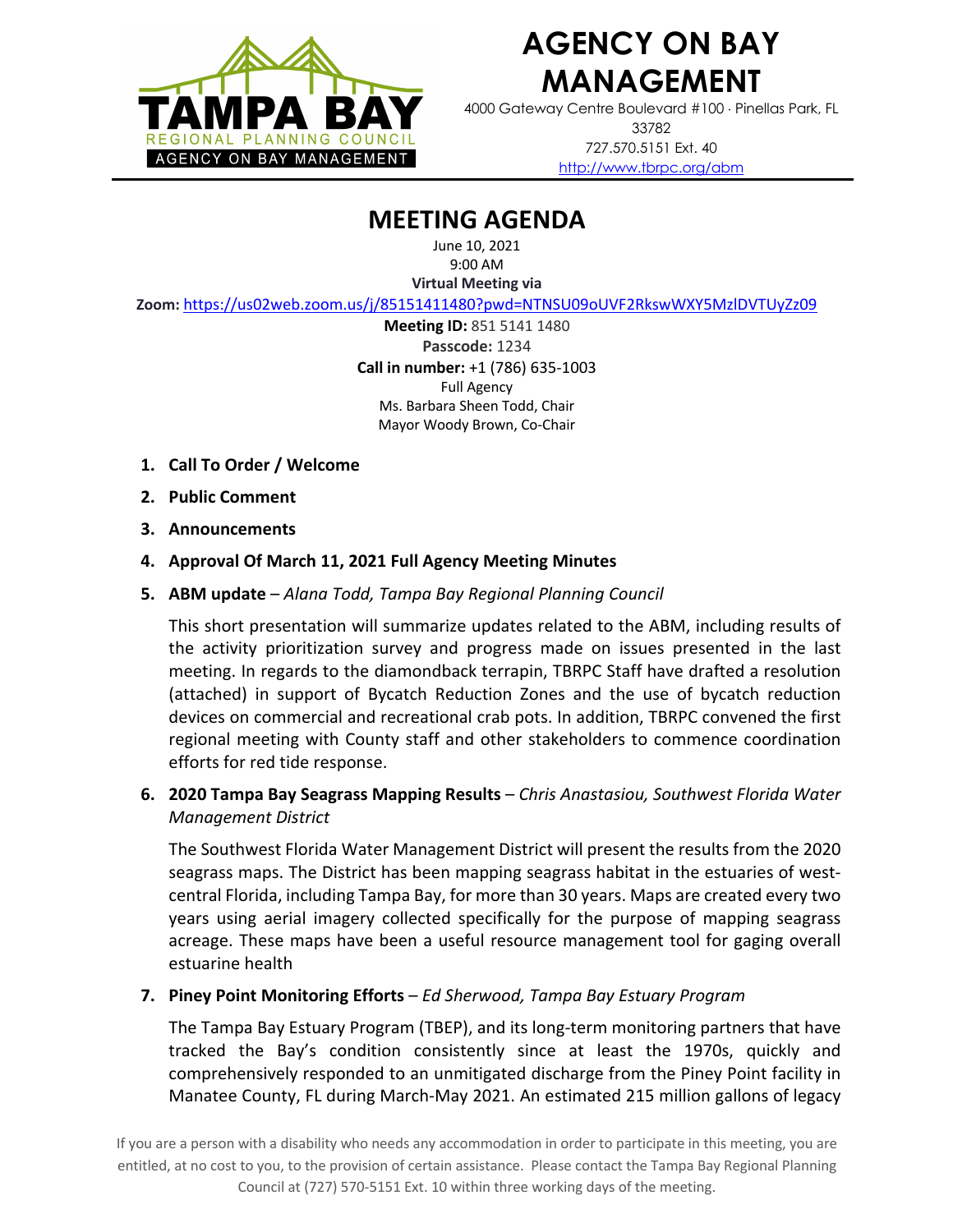# AGENCY ON BAY MANAGEMENT

4000 Gateway Centre Boulevard #100 · Pinellas Park, FL 33782
727.570.5151 Ext. 40
http://www.tbrpc.org/abm

## MEETING AGENDA

June 10, 2021
9:00 AM
**Virtual Meeting via**
**Zoom:** https://us02web.zoom.us/j/85151411480?pwd=NTNSU09oUVF2RkswWXY5MzlDVTUyZz09
**Meeting ID:** 851 5141 1480
**Passcode:** 1234
**Call in number:** +1 (786) 635-1003
Full Agency
Ms. Barbara Sheen Todd, Chair
Mayor Woody Brown, Co-Chair

1. **Call To Order / Welcome**
2. **Public Comment**
3. **Announcements**
4. **Approval Of March 11, 2021 Full Agency Meeting Minutes**
5. **ABM update** – *Alana Todd, Tampa Bay Regional Planning Council*

   This short presentation will summarize updates related to the ABM, including results of the activity prioritization survey and progress made on issues presented in the last meeting. In regards to the diamondback terrapin, TBRPC Staff have drafted a resolution (attached) in support of Bycatch Reduction Zones and the use of bycatch reduction devices on commercial and recreational crab pots. In addition, TBRPC convened the first regional meeting with County staff and other stakeholders to commence coordination efforts for red tide response.

6. **2020 Tampa Bay Seagrass Mapping Results** – *Chris Anastasiou, Southwest Florida Water Management District*

   The Southwest Florida Water Management District will present the results from the 2020 seagrass maps. The District has been mapping seagrass habitat in the estuaries of west-central Florida, including Tampa Bay, for more than 30 years. Maps are created every two years using aerial imagery collected specifically for the purpose of mapping seagrass acreage. These maps have been a useful resource management tool for gaging overall estuarine health

7. **Piney Point Monitoring Efforts** – *Ed Sherwood, Tampa Bay Estuary Program*

   The Tampa Bay Estuary Program (TBEP), and its long-term monitoring partners that have tracked the Bay's condition consistently since at least the 1970s, quickly and comprehensively responded to an unmitigated discharge from the Piney Point facility in Manatee County, FL during March-May 2021. An estimated 215 million gallons of legacy

If you are a person with a disability who needs any accommodation in order to participate in this meeting, you are entitled, at no cost to you, to the provision of certain assistance. Please contact the Tampa Bay Regional Planning Council at (727) 570-5151 Ext. 10 within three working days of the meeting.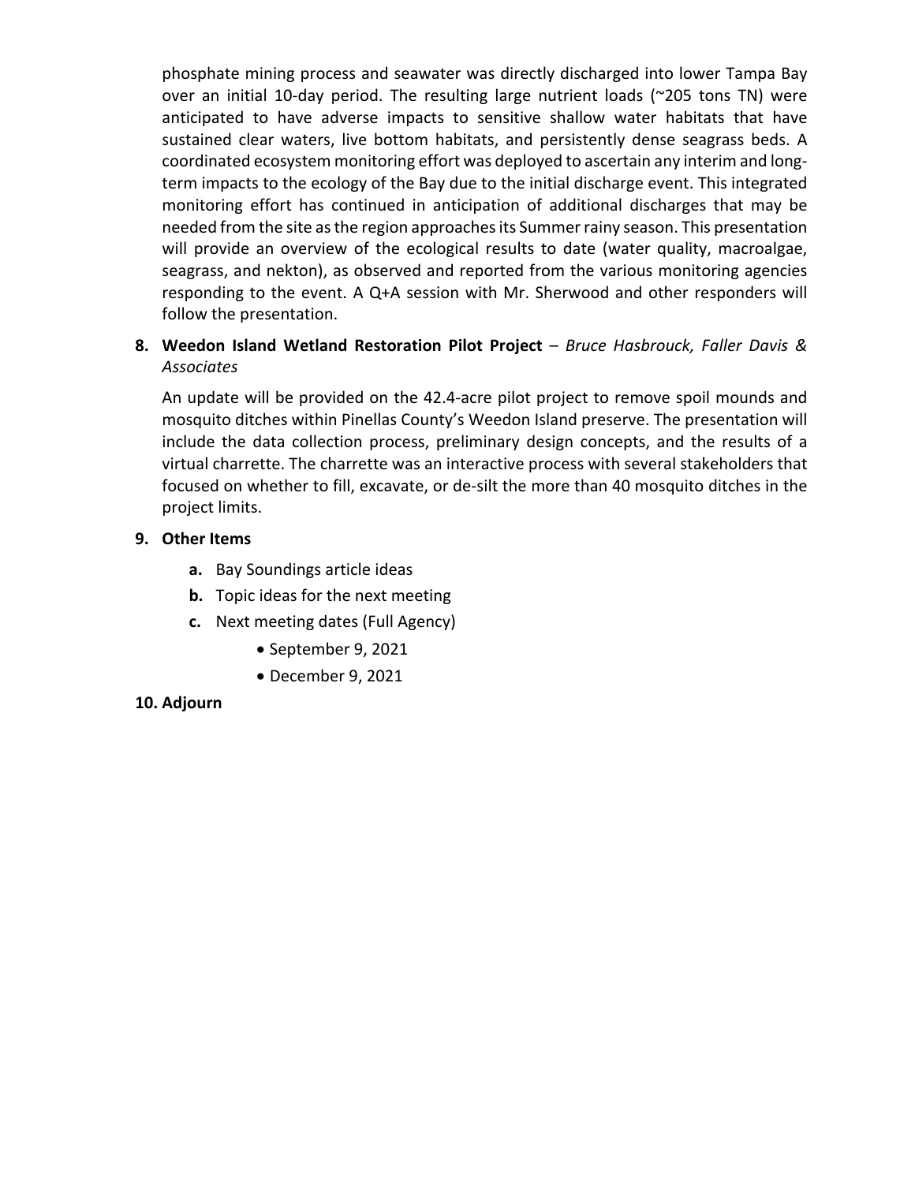phosphate mining process and seawater was directly discharged into lower Tampa Bay over an initial 10-day period. The resulting large nutrient loads (~205 tons TN) were anticipated to have adverse impacts to sensitive shallow water habitats that have sustained clear waters, live bottom habitats, and persistently dense seagrass beds. A coordinated ecosystem monitoring effort was deployed to ascertain any interim and long-term impacts to the ecology of the Bay due to the initial discharge event. This integrated monitoring effort has continued in anticipation of additional discharges that may be needed from the site as the region approaches its Summer rainy season. This presentation will provide an overview of the ecological results to date (water quality, macroalgae, seagrass, and nekton), as observed and reported from the various monitoring agencies responding to the event. A Q+A session with Mr. Sherwood and other responders will follow the presentation.

8. **Weedon Island Wetland Restoration Pilot Project** – *Bruce Hasbrouck, Faller Davis & Associates*

   An update will be provided on the 42.4-acre pilot project to remove spoil mounds and mosquito ditches within Pinellas County's Weedon Island preserve. The presentation will include the data collection process, preliminary design concepts, and the results of a virtual charrette. The charrette was an interactive process with several stakeholders that focused on whether to fill, excavate, or de-silt the more than 40 mosquito ditches in the project limits.

9. **Other Items**
   - **a.** Bay Soundings article ideas
   - **b.** Topic ideas for the next meeting
   - **c.** Next meeting dates (Full Agency)
     - September 9, 2021
     - December 9, 2021

10. **Adjourn**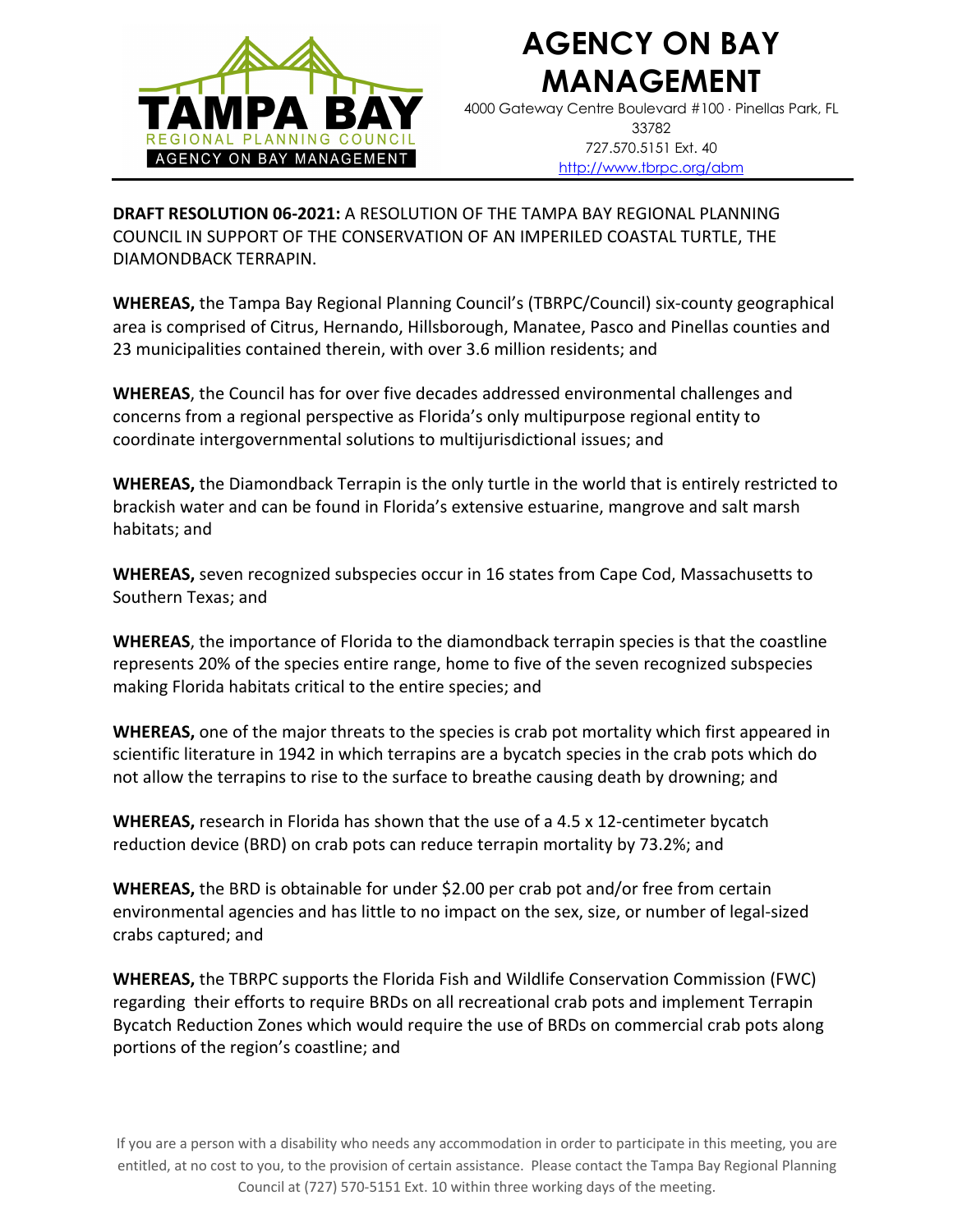# AGENCY ON BAY MANAGEMENT

4000 Gateway Centre Boulevard #100 · Pinellas Park, FL 33782
727.570.5151 Ext. 40
http://www.tbrpc.org/abm

**DRAFT RESOLUTION 06-2021:** A RESOLUTION OF THE TAMPA BAY REGIONAL PLANNING COUNCIL IN SUPPORT OF THE CONSERVATION OF AN IMPERILED COASTAL TURTLE, THE DIAMONDBACK TERRAPIN.

**WHEREAS,** the Tampa Bay Regional Planning Council's (TBRPC/Council) six-county geographical area is comprised of Citrus, Hernando, Hillsborough, Manatee, Pasco and Pinellas counties and 23 municipalities contained therein, with over 3.6 million residents; and

**WHEREAS**, the Council has for over five decades addressed environmental challenges and concerns from a regional perspective as Florida's only multipurpose regional entity to coordinate intergovernmental solutions to multijurisdictional issues; and

**WHEREAS,** the Diamondback Terrapin is the only turtle in the world that is entirely restricted to brackish water and can be found in Florida's extensive estuarine, mangrove and salt marsh habitats; and

**WHEREAS,** seven recognized subspecies occur in 16 states from Cape Cod, Massachusetts to Southern Texas; and

**WHEREAS**, the importance of Florida to the diamondback terrapin species is that the coastline represents 20% of the species entire range, home to five of the seven recognized subspecies making Florida habitats critical to the entire species; and

**WHEREAS,** one of the major threats to the species is crab pot mortality which first appeared in scientific literature in 1942 in which terrapins are a bycatch species in the crab pots which do not allow the terrapins to rise to the surface to breathe causing death by drowning; and

**WHEREAS,** research in Florida has shown that the use of a 4.5 x 12-centimeter bycatch reduction device (BRD) on crab pots can reduce terrapin mortality by 73.2%; and

**WHEREAS,** the BRD is obtainable for under $2.00 per crab pot and/or free from certain environmental agencies and has little to no impact on the sex, size, or number of legal-sized crabs captured; and

**WHEREAS,** the TBRPC supports the Florida Fish and Wildlife Conservation Commission (FWC) regarding their efforts to require BRDs on all recreational crab pots and implement Terrapin Bycatch Reduction Zones which would require the use of BRDs on commercial crab pots along portions of the region's coastline; and

If you are a person with a disability who needs any accommodation in order to participate in this meeting, you are entitled, at no cost to you, to the provision of certain assistance. Please contact the Tampa Bay Regional Planning Council at (727) 570-5151 Ext. 10 within three working days of the meeting.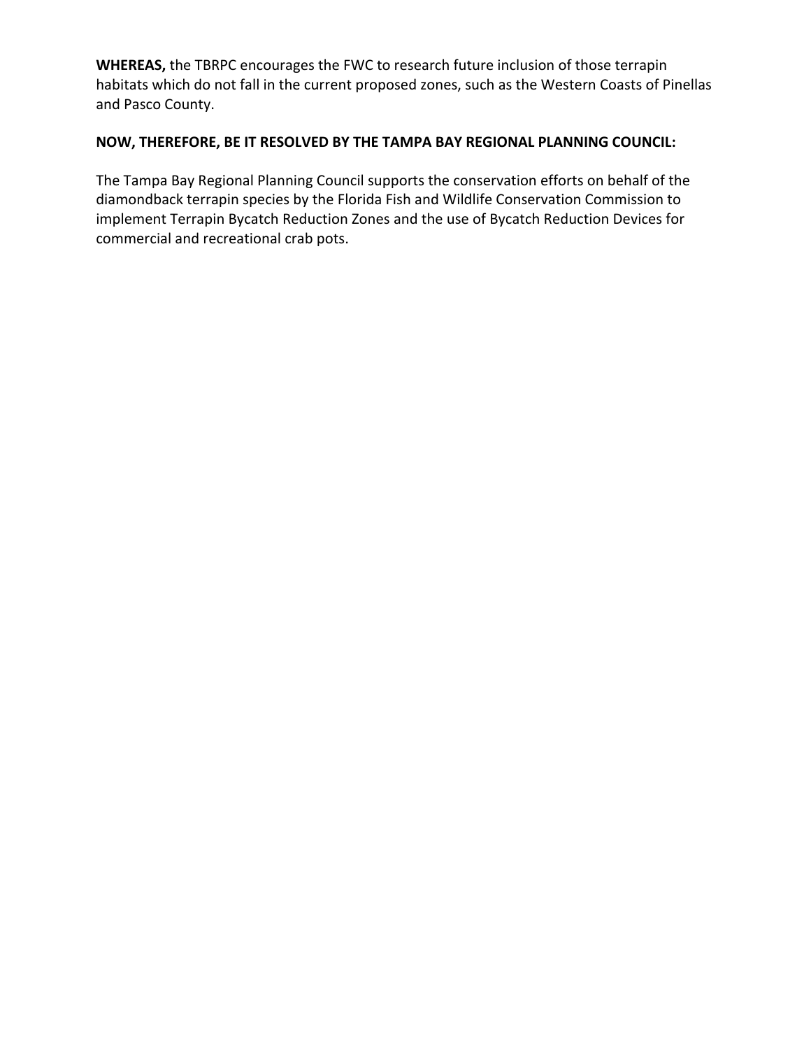**WHEREAS,** the TBRPC encourages the FWC to research future inclusion of those terrapin habitats which do not fall in the current proposed zones, such as the Western Coasts of Pinellas and Pasco County.

**NOW, THEREFORE, BE IT RESOLVED BY THE TAMPA BAY REGIONAL PLANNING COUNCIL:**

The Tampa Bay Regional Planning Council supports the conservation efforts on behalf of the diamondback terrapin species by the Florida Fish and Wildlife Conservation Commission to implement Terrapin Bycatch Reduction Zones and the use of Bycatch Reduction Devices for commercial and recreational crab pots.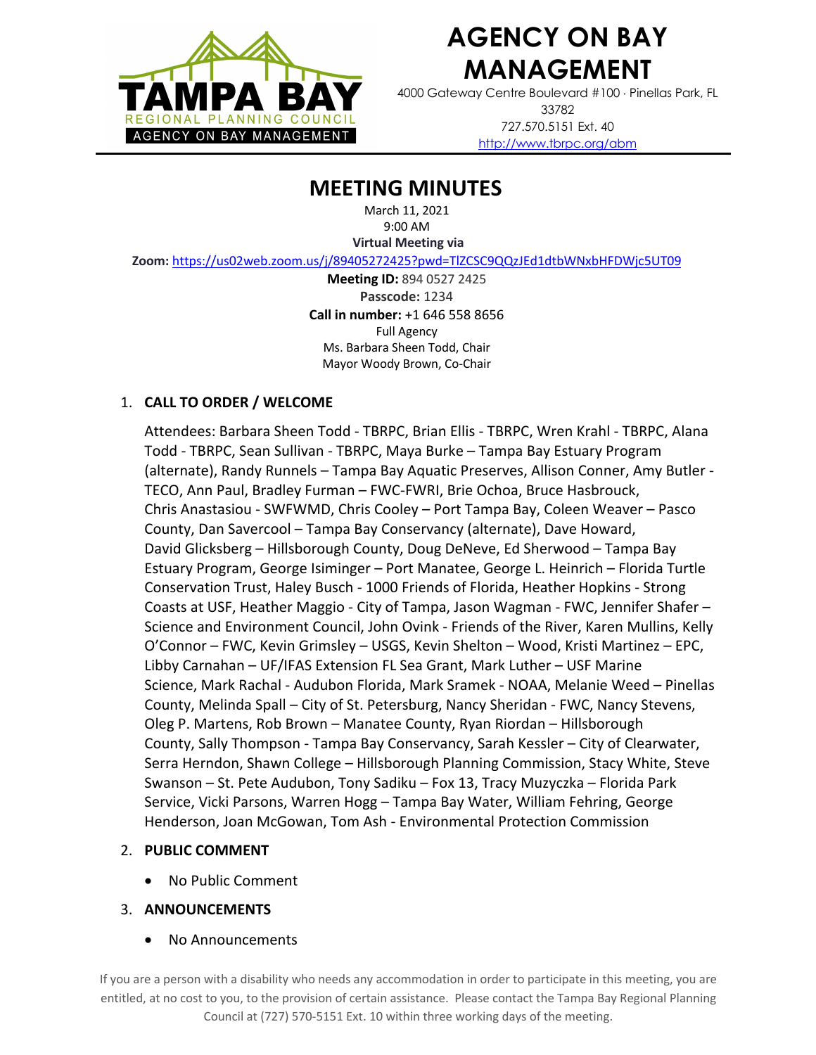# AGENCY ON BAY MANAGEMENT

4000 Gateway Centre Boulevard #100 · Pinellas Park, FL 33782
727.570.5151 Ext. 40
http://www.tbrpc.org/abm

## MEETING MINUTES

March 11, 2021
9:00 AM
**Virtual Meeting via**
**Zoom:** https://us02web.zoom.us/j/89405272425?pwd=TlZCSC9QQzJEd1dtbWNxbHFDWjc5UT09
**Meeting ID:** 894 0527 2425
**Passcode:** 1234
**Call in number:** +1 646 558 8656
Full Agency
Ms. Barbara Sheen Todd, Chair
Mayor Woody Brown, Co-Chair

1. **CALL TO ORDER / WELCOME**

   Attendees: Barbara Sheen Todd - TBRPC, Brian Ellis - TBRPC, Wren Krahl - TBRPC, Alana Todd - TBRPC, Sean Sullivan - TBRPC, Maya Burke – Tampa Bay Estuary Program (alternate), Randy Runnels – Tampa Bay Aquatic Preserves, Allison Conner, Amy Butler - TECO, Ann Paul, Bradley Furman – FWC-FWRI, Brie Ochoa, Bruce Hasbrouck, Chris Anastasiou - SWFWMD, Chris Cooley – Port Tampa Bay, Coleen Weaver – Pasco County, Dan Savercool – Tampa Bay Conservancy (alternate), Dave Howard, David Glicksberg – Hillsborough County, Doug DeNeve, Ed Sherwood – Tampa Bay Estuary Program, George Isiminger – Port Manatee, George L. Heinrich – Florida Turtle Conservation Trust, Haley Busch - 1000 Friends of Florida, Heather Hopkins - Strong Coasts at USF, Heather Maggio - City of Tampa, Jason Wagman - FWC, Jennifer Shafer – Science and Environment Council, John Ovink - Friends of the River, Karen Mullins, Kelly O'Connor – FWC, Kevin Grimsley – USGS, Kevin Shelton – Wood, Kristi Martinez – EPC, Libby Carnahan – UF/IFAS Extension FL Sea Grant, Mark Luther – USF Marine Science, Mark Rachal - Audubon Florida, Mark Sramek - NOAA, Melanie Weed – Pinellas County, Melinda Spall – City of St. Petersburg, Nancy Sheridan - FWC, Nancy Stevens, Oleg P. Martens, Rob Brown – Manatee County, Ryan Riordan – Hillsborough County, Sally Thompson - Tampa Bay Conservancy, Sarah Kessler – City of Clearwater, Serra Herndon, Shawn College – Hillsborough Planning Commission, Stacy White, Steve Swanson – St. Pete Audubon, Tony Sadiku – Fox 13, Tracy Muzyczka – Florida Park Service, Vicki Parsons, Warren Hogg – Tampa Bay Water, William Fehring, George Henderson, Joan McGowan, Tom Ash - Environmental Protection Commission

2. **PUBLIC COMMENT**

   - No Public Comment

3. **ANNOUNCEMENTS**

   - No Announcements

If you are a person with a disability who needs any accommodation in order to participate in this meeting, you are entitled, at no cost to you, to the provision of certain assistance. Please contact the Tampa Bay Regional Planning Council at (727) 570-5151 Ext. 10 within three working days of the meeting.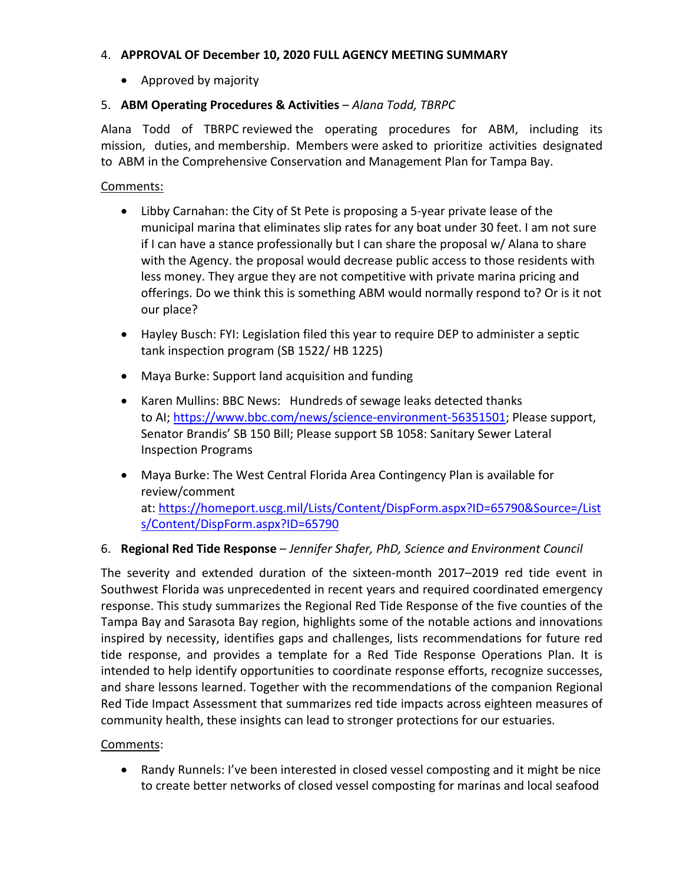4. **APPROVAL OF December 10, 2020 FULL AGENCY MEETING SUMMARY**

   - Approved by majority

5. **ABM Operating Procedures & Activities** – *Alana Todd, TBRPC*

Alana Todd of TBRPC reviewed the operating procedures for ABM, including its mission, duties, and membership. Members were asked to prioritize activities designated to ABM in the Comprehensive Conservation and Management Plan for Tampa Bay.

Comments:

- Libby Carnahan: the City of St Pete is proposing a 5-year private lease of the municipal marina that eliminates slip rates for any boat under 30 feet. I am not sure if I can have a stance professionally but I can share the proposal w/ Alana to share with the Agency. the proposal would decrease public access to those residents with less money. They argue they are not competitive with private marina pricing and offerings. Do we think this is something ABM would normally respond to? Or is it not our place?
- Hayley Busch: FYI: Legislation filed this year to require DEP to administer a septic tank inspection program (SB 1522/ HB 1225)
- Maya Burke: Support land acquisition and funding
- Karen Mullins: BBC News: Hundreds of sewage leaks detected thanks to AI; https://www.bbc.com/news/science-environment-56351501; Please support, Senator Brandis' SB 150 Bill; Please support SB 1058: Sanitary Sewer Lateral Inspection Programs
- Maya Burke: The West Central Florida Area Contingency Plan is available for review/comment at: https://homeport.uscg.mil/Lists/Content/DispForm.aspx?ID=65790&Source=/Lists/Content/DispForm.aspx?ID=65790

6. **Regional Red Tide Response** – *Jennifer Shafer, PhD, Science and Environment Council*

The severity and extended duration of the sixteen-month 2017–2019 red tide event in Southwest Florida was unprecedented in recent years and required coordinated emergency response. This study summarizes the Regional Red Tide Response of the five counties of the Tampa Bay and Sarasota Bay region, highlights some of the notable actions and innovations inspired by necessity, identifies gaps and challenges, lists recommendations for future red tide response, and provides a template for a Red Tide Response Operations Plan. It is intended to help identify opportunities to coordinate response efforts, recognize successes, and share lessons learned. Together with the recommendations of the companion Regional Red Tide Impact Assessment that summarizes red tide impacts across eighteen measures of community health, these insights can lead to stronger protections for our estuaries.

Comments:

- Randy Runnels: I've been interested in closed vessel composting and it might be nice to create better networks of closed vessel composting for marinas and local seafood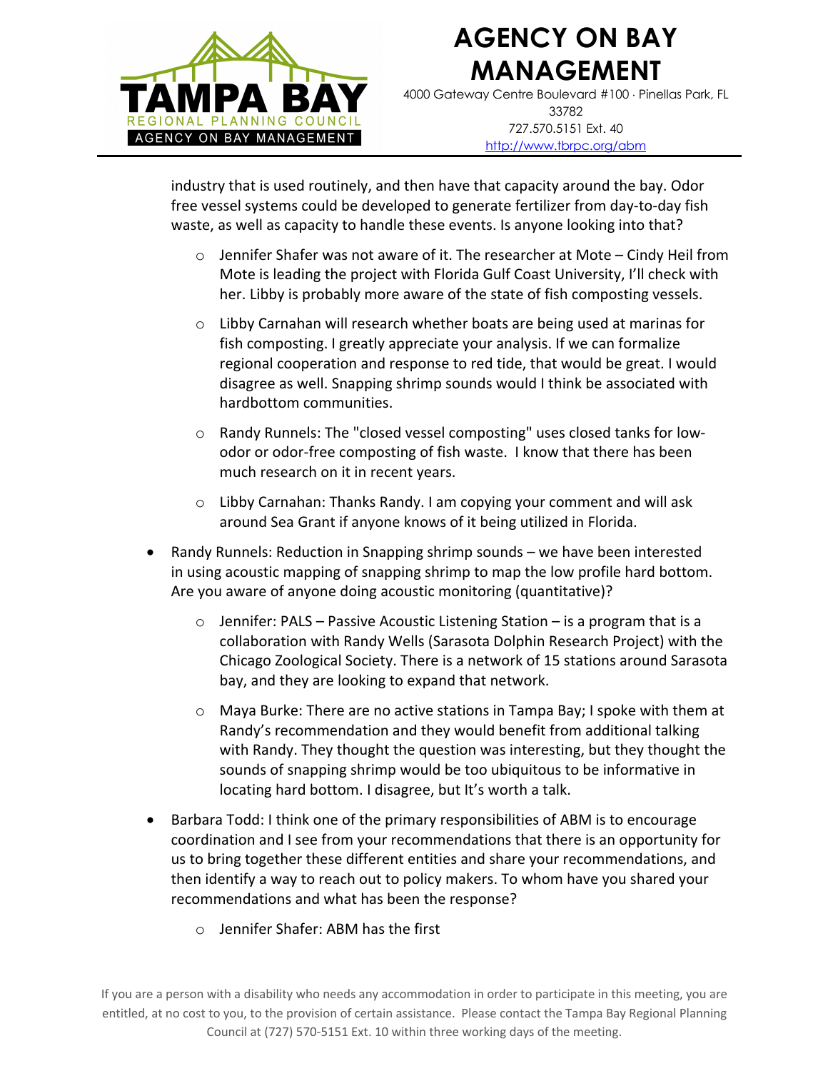industry that is used routinely, and then have that capacity around the bay. Odor free vessel systems could be developed to generate fertilizer from day-to-day fish waste, as well as capacity to handle these events. Is anyone looking into that?

  - Jennifer Shafer was not aware of it. The researcher at Mote – Cindy Heil from Mote is leading the project with Florida Gulf Coast University, I'll check with her. Libby is probably more aware of the state of fish composting vessels.
  - Libby Carnahan will research whether boats are being used at marinas for fish composting. I greatly appreciate your analysis. If we can formalize regional cooperation and response to red tide, that would be great. I would disagree as well. Snapping shrimp sounds would I think be associated with hardbottom communities.
  - Randy Runnels: The "closed vessel composting" uses closed tanks for low-odor or odor-free composting of fish waste. I know that there has been much research on it in recent years.
  - Libby Carnahan: Thanks Randy. I am copying your comment and will ask around Sea Grant if anyone knows of it being utilized in Florida.

- Randy Runnels: Reduction in Snapping shrimp sounds – we have been interested in using acoustic mapping of snapping shrimp to map the low profile hard bottom. Are you aware of anyone doing acoustic monitoring (quantitative)?
  - Jennifer: PALS – Passive Acoustic Listening Station – is a program that is a collaboration with Randy Wells (Sarasota Dolphin Research Project) with the Chicago Zoological Society. There is a network of 15 stations around Sarasota bay, and they are looking to expand that network.
  - Maya Burke: There are no active stations in Tampa Bay; I spoke with them at Randy's recommendation and they would benefit from additional talking with Randy. They thought the question was interesting, but they thought the sounds of snapping shrimp would be too ubiquitous to be informative in locating hard bottom. I disagree, but It's worth a talk.

- Barbara Todd: I think one of the primary responsibilities of ABM is to encourage coordination and I see from your recommendations that there is an opportunity for us to bring together these different entities and share your recommendations, and then identify a way to reach out to policy makers. To whom have you shared your recommendations and what has been the response?
  - Jennifer Shafer: ABM has the first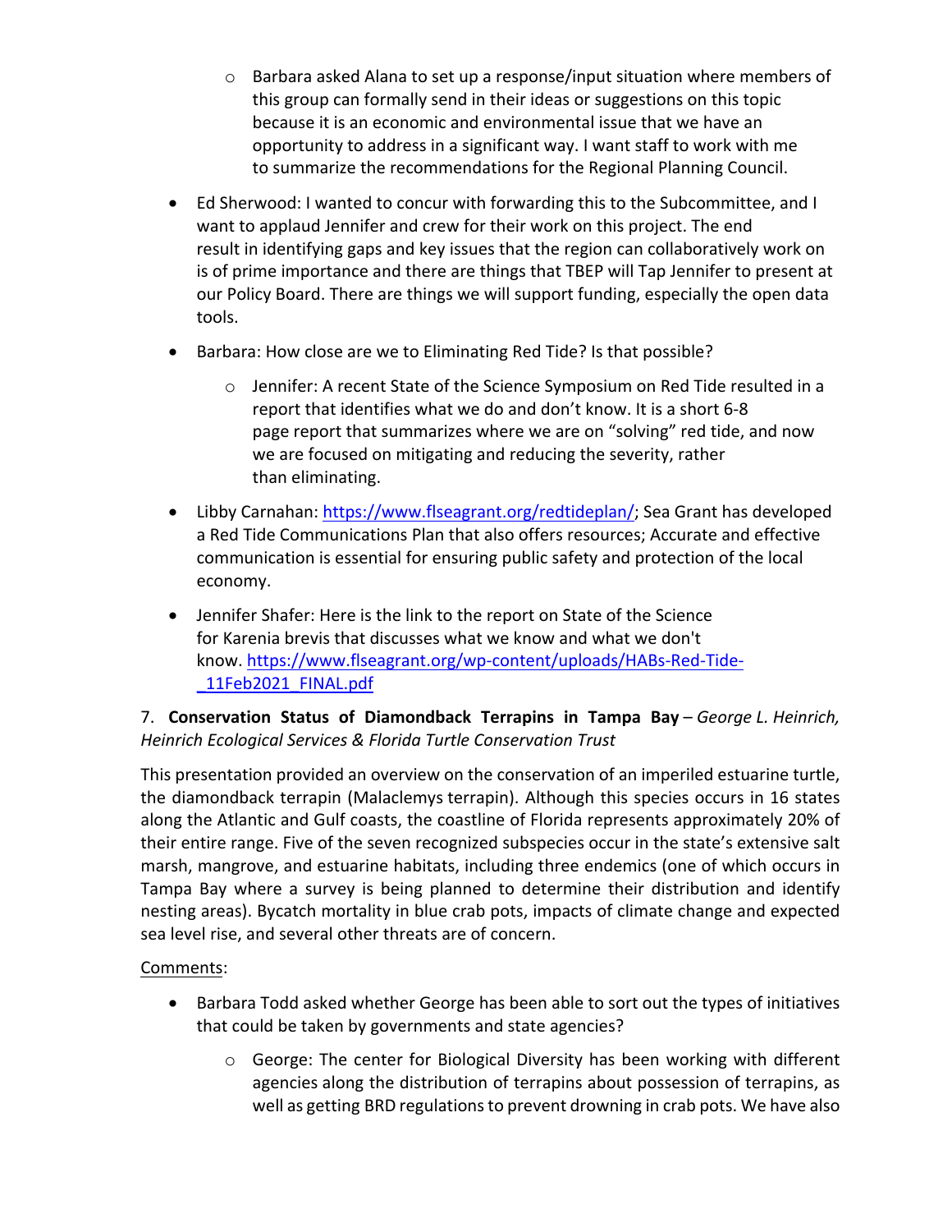- Barbara asked Alana to set up a response/input situation where members of this group can formally send in their ideas or suggestions on this topic because it is an economic and environmental issue that we have an opportunity to address in a significant way. I want staff to work with me to summarize the recommendations for the Regional Planning Council.

- Ed Sherwood: I wanted to concur with forwarding this to the Subcommittee, and I want to applaud Jennifer and crew for their work on this project. The end result in identifying gaps and key issues that the region can collaboratively work on is of prime importance and there are things that TBEP will Tap Jennifer to present at our Policy Board. There are things we will support funding, especially the open data tools.

- Barbara: How close are we to Eliminating Red Tide? Is that possible?

  - Jennifer: A recent State of the Science Symposium on Red Tide resulted in a report that identifies what we do and don't know. It is a short 6-8 page report that summarizes where we are on "solving" red tide, and now we are focused on mitigating and reducing the severity, rather than eliminating.

- Libby Carnahan: https://www.flseagrant.org/redtideplan/; Sea Grant has developed a Red Tide Communications Plan that also offers resources; Accurate and effective communication is essential for ensuring public safety and protection of the local economy.

- Jennifer Shafer: Here is the link to the report on State of the Science for Karenia brevis that discusses what we know and what we don't know. https://www.flseagrant.org/wp-content/uploads/HABs-Red-Tide-_11Feb2021_FINAL.pdf

7. **Conservation Status of Diamondback Terrapins in Tampa Bay** – *George L. Heinrich, Heinrich Ecological Services & Florida Turtle Conservation Trust*

This presentation provided an overview on the conservation of an imperiled estuarine turtle, the diamondback terrapin (Malaclemys terrapin). Although this species occurs in 16 states along the Atlantic and Gulf coasts, the coastline of Florida represents approximately 20% of their entire range. Five of the seven recognized subspecies occur in the state's extensive salt marsh, mangrove, and estuarine habitats, including three endemics (one of which occurs in Tampa Bay where a survey is being planned to determine their distribution and identify nesting areas). Bycatch mortality in blue crab pots, impacts of climate change and expected sea level rise, and several other threats are of concern.

Comments:

- Barbara Todd asked whether George has been able to sort out the types of initiatives that could be taken by governments and state agencies?

  - George: The center for Biological Diversity has been working with different agencies along the distribution of terrapins about possession of terrapins, as well as getting BRD regulations to prevent drowning in crab pots. We have also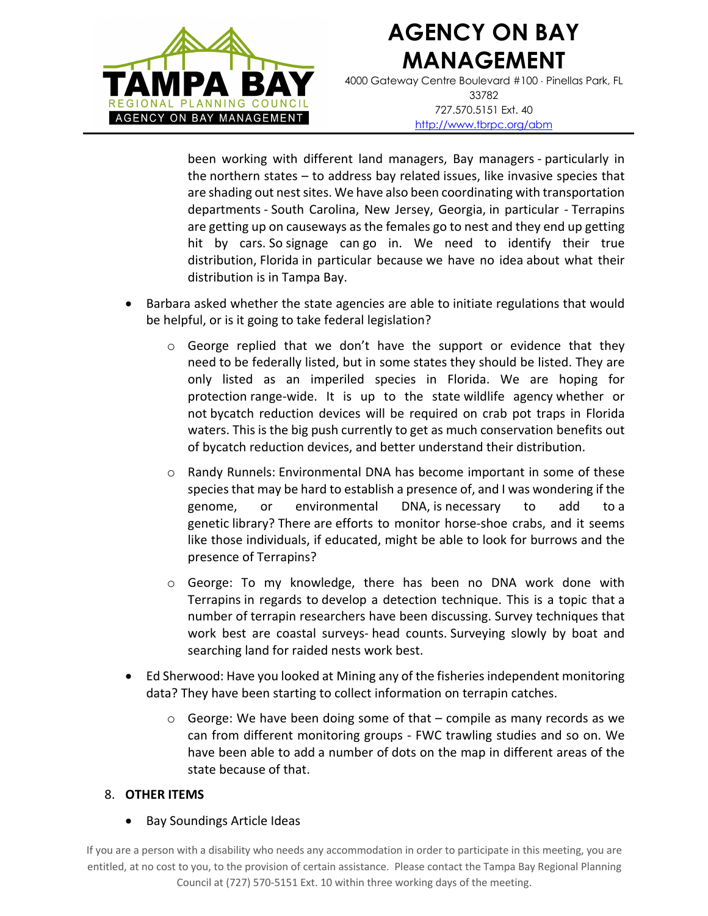been working with different land managers, Bay managers - particularly in the northern states – to address bay related issues, like invasive species that are shading out nest sites. We have also been coordinating with transportation departments - South Carolina, New Jersey, Georgia, in particular - Terrapins are getting up on causeways as the females go to nest and they end up getting hit by cars. So signage can go in. We need to identify their true distribution, Florida in particular because we have no idea about what their distribution is in Tampa Bay.

- Barbara asked whether the state agencies are able to initiate regulations that would be helpful, or is it going to take federal legislation?
  - George replied that we don't have the support or evidence that they need to be federally listed, but in some states they should be listed. They are only listed as an imperiled species in Florida. We are hoping for protection range-wide. It is up to the state wildlife agency whether or not bycatch reduction devices will be required on crab pot traps in Florida waters. This is the big push currently to get as much conservation benefits out of bycatch reduction devices, and better understand their distribution.
  - Randy Runnels: Environmental DNA has become important in some of these species that may be hard to establish a presence of, and I was wondering if the genome, or environmental DNA, is necessary to add to a genetic library? There are efforts to monitor horse-shoe crabs, and it seems like those individuals, if educated, might be able to look for burrows and the presence of Terrapins?
  - George: To my knowledge, there has been no DNA work done with Terrapins in regards to develop a detection technique. This is a topic that a number of terrapin researchers have been discussing. Survey techniques that work best are coastal surveys- head counts. Surveying slowly by boat and searching land for raided nests work best.
- Ed Sherwood: Have you looked at Mining any of the fisheries independent monitoring data? They have been starting to collect information on terrapin catches.
  - George: We have been doing some of that – compile as many records as we can from different monitoring groups - FWC trawling studies and so on. We have been able to add a number of dots on the map in different areas of the state because of that.

8. **OTHER ITEMS**

- Bay Soundings Article Ideas

If you are a person with a disability who needs any accommodation in order to participate in this meeting, you are entitled, at no cost to you, to the provision of certain assistance. Please contact the Tampa Bay Regional Planning Council at (727) 570-5151 Ext. 10 within three working days of the meeting.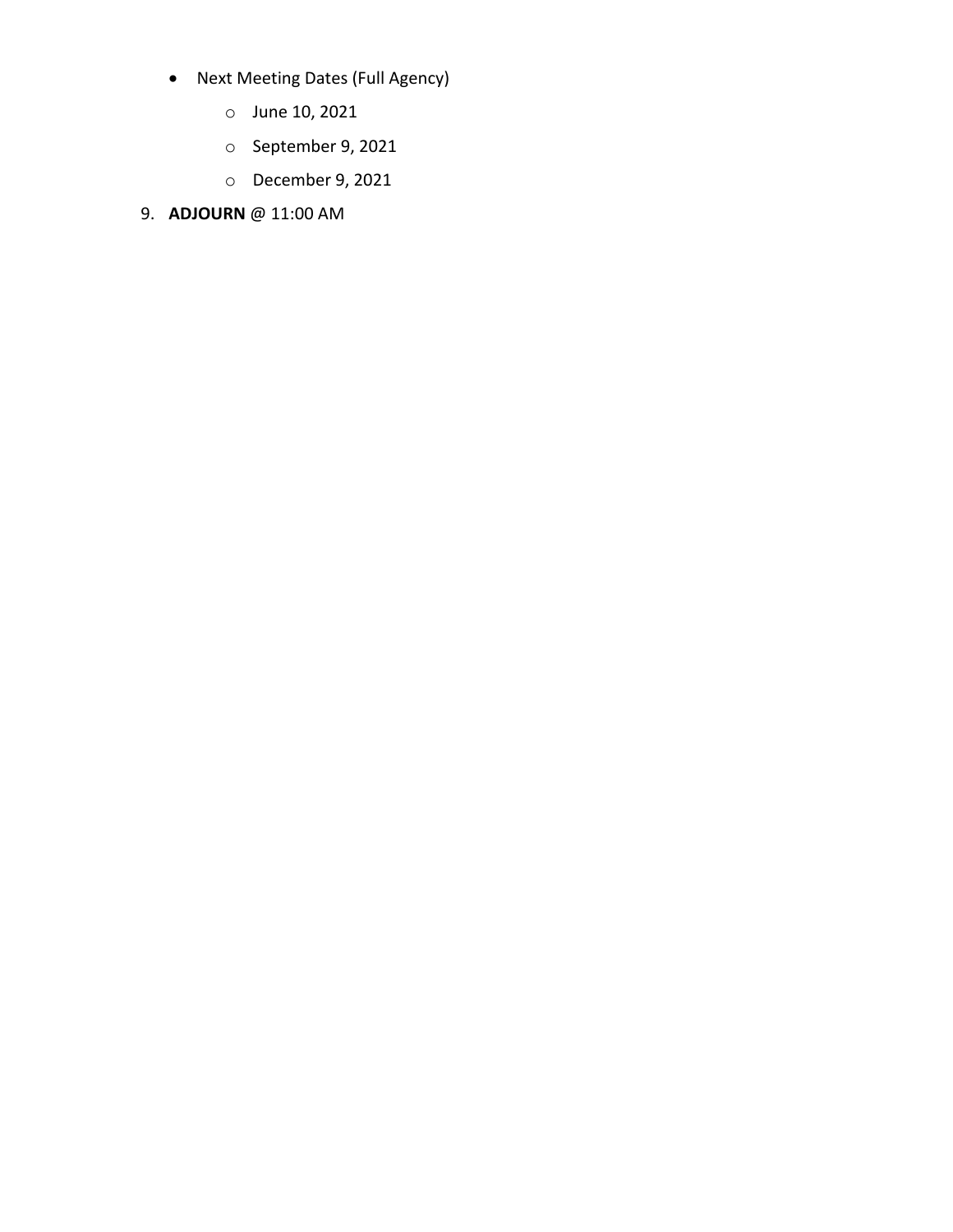- Next Meeting Dates (Full Agency)
    - June 10, 2021
    - September 9, 2021
    - December 9, 2021

9. **ADJOURN** @ 11:00 AM